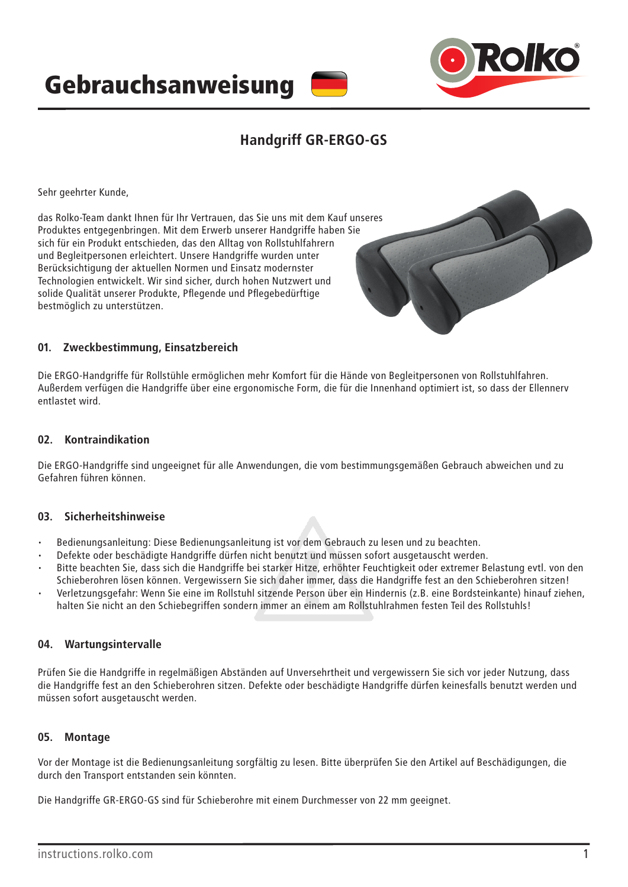# Gebrauchsanweisung

## Handgriff GR-ERGO-GS

Sehr geehrter Kunde,

das Rolko-Team dankt Ihnen für Ihr Vertrauen, das Sie uns mit dem Kauf unseres Produktes entgegenbringen. Mit dem Erwerb unserer Handgriffe haben Sie sich für ein Produkt entschieden, das den Alltag von Rollstuhlfahrern und Begleitpersonen erleichtert. Unsere Handgriffe wurden unter Berücksichtigung der aktuellen Normen und Einsatz modernster Technologien entwickelt. Wir sind sicher, durch hohen Nutzwert und solide Qualität unserer Produkte, Pflegende und Pflegebedürftige bestmöglich zu unterstützen.

### 01. Zweckbestimmung, Einsatzbereich

Die ERGO-Handgriffe für Rollstühle ermöglichen mehr Komfort für die Hände von Begleitpersonen von Rollstuhlfahren. Außerdem verfügen die Handgriffe über eine ergonomische Form, die für die Innenhand optimiert ist, so dass der Ellennerv entlastet wird.

### 02. Kontraindikation

Die ERGO-Handgriffe sind ungeeignet für alle Anwendungen, die vom bestimmungsgemäßen Gebrauch abweichen und zu Gefahren führen können.

### 03. Sicherheitshinweise

- Bedienungsanleitung: Diese Bedienungsanleitung ist vor dem Gebrauch zu lesen und zu beachten.
- Defekte oder beschädigte Handgriffe dürfen nicht benutzt und müssen sofort ausgetauscht werden.
- Bitte beachten Sie, dass sich die Handgriffe bei starker Hitze, erhöhter Feuchtigkeit oder extremer Belastung evtl. von den Schieberohren lösen können. Vergewissern Sie sich daher immer, dass die Handgriffe fest an den Schieberohren sitzen!
- Verletzungsgefahr: Wenn Sie eine im Rollstuhl sitzende Person über ein Hindernis (z.B. eine Bordsteinkante) hinauf ziehen, halten Sie nicht an den Schiebegriffen sondern immer an einem am Rollstuhlrahmen festen Teil des Rollstuhls!

### 04. Wartungsintervalle

Prüfen Sie die Handgriffe in regelmäßigen Abständen auf Unversehrtheit und vergewissern Sie sich vor jeder Nutzung, dass die Handgriffe fest an den Schieberohren sitzen. Defekte oder beschädigte Handgriffe dürfen keinesfalls benutzt werden und müssen sofort ausgetauscht werden.

### 05. Montage

Vor der Montage ist die Bedienungsanleitung sorgfältig zu lesen. Bitte überprüfen Sie den Artikel auf Beschädigungen, die durch den Transport entstanden sein könnten.

Die Handgriffe GR-ERGO-GS sind für Schieberohre mit einem Durchmesser von 22 mm geeignet.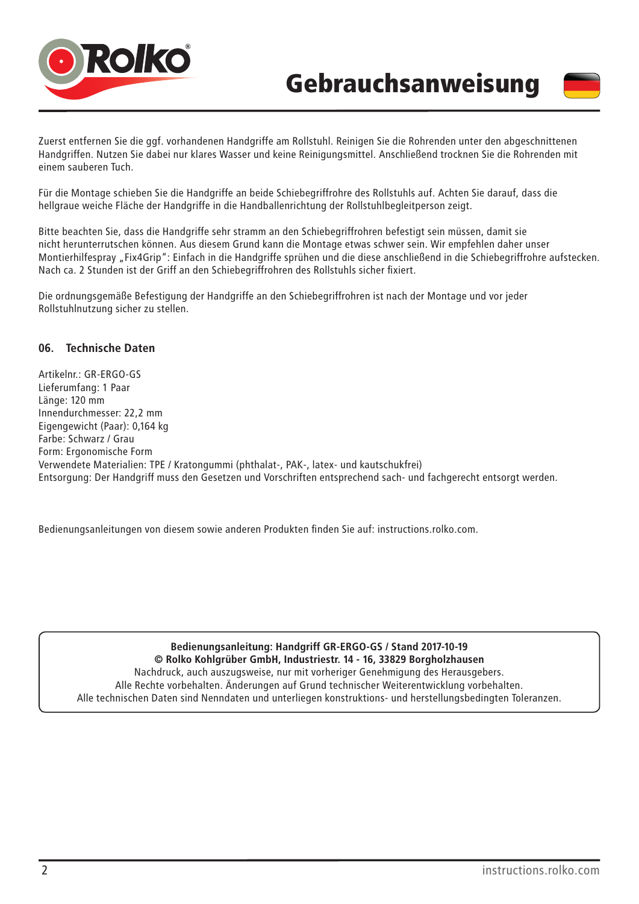# Gebrauchsanweisung

Zuerst entfernen Sie die ggf. vorhandenen Handgriffe am Rollstuhl. Reinigen Sie die Rohrenden unter den abgeschnittenen Handgriffen. Nutzen Sie dabei nur klares Wasser und keine Reinigungsmittel. Anschließend trocknen Sie die Rohrenden mit einem sauberen Tuch.

Für die Montage schieben Sie die Handgriffe an beide Schiebegriffrohre des Rollstuhls auf. Achten Sie darauf, dass die hellgraue weiche Fläche der Handgriffe in die Handballenrichtung der Rollstuhlbegleitperson zeigt.

Bitte beachten Sie, dass die Handgriffe sehr stramm an den Schiebegriffrohren befestigt sein müssen, damit sie nicht herunterrutschen können. Aus diesem Grund kann die Montage etwas schwer sein. Wir empfehlen daher unser Montierhilfespray „Fix4Grip": Einfach in die Handgriffe sprühen und die diese anschließend in die Schiebegriffrohre aufstecken. Nach ca. 2 Stunden ist der Griff an den Schiebegriffrohren des Rollstuhls sicher fixiert.

Die ordnungsgemäße Befestigung der Handgriffe an den Schiebegriffrohren ist nach der Montage und vor jeder Rollstuhlnutzung sicher zu stellen.

## 06. Technische Daten

Artikelnr.: GR-ERGO-GS
Lieferumfang: 1 Paar
Länge: 120 mm
Innendurchmesser: 22,2 mm
Eigengewicht (Paar): 0,164 kg
Farbe: Schwarz / Grau
Form: Ergonomische Form
Verwendete Materialien: TPE / Kratongummi (phthalat-, PAK-, latex- und kautschukfrei)
Entsorgung: Der Handgriff muss den Gesetzen und Vorschriften entsprechend sach- und fachgerecht entsorgt werden.

Bedienungsanleitungen von diesem sowie anderen Produkten finden Sie auf: instructions.rolko.com.

**Bedienungsanleitung: Handgriff GR-ERGO-GS / Stand 2017-10-19**
**© Rolko Kohlgrüber GmbH, Industriestr. 14 - 16, 33829 Borgholzhausen**
Nachdruck, auch auszugsweise, nur mit vorheriger Genehmigung des Herausgebers.
Alle Rechte vorbehalten. Änderungen auf Grund technischer Weiterentwicklung vorbehalten.
Alle technischen Daten sind Nenndaten und unterliegen konstruktions- und herstellungsbedingten Toleranzen.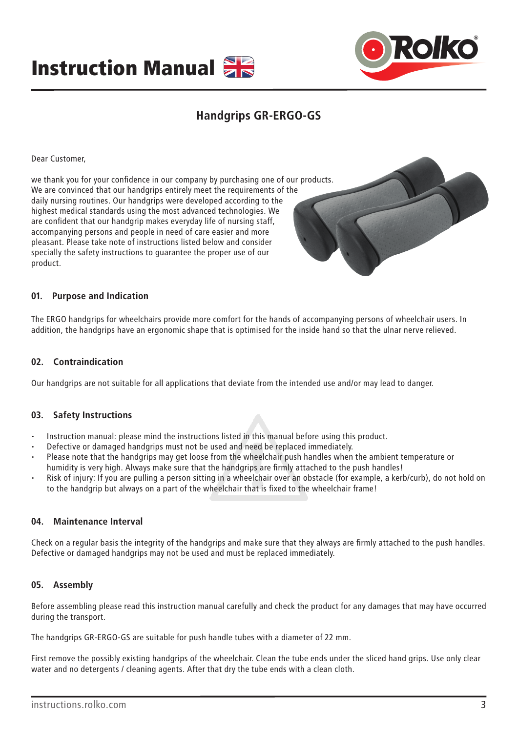# Instruction Manual

## Handgrips GR-ERGO-GS

Dear Customer,

we thank you for your confidence in our company by purchasing one of our products. We are convinced that our handgrips entirely meet the requirements of the daily nursing routines. Our handgrips were developed according to the highest medical standards using the most advanced technologies. We are confident that our handgrip makes everyday life of nursing staff, accompanying persons and people in need of care easier and more pleasant. Please take note of instructions listed below and consider specially the safety instructions to guarantee the proper use of our product.

### 01. Purpose and Indication

The ERGO handgrips for wheelchairs provide more comfort for the hands of accompanying persons of wheelchair users. In addition, the handgrips have an ergonomic shape that is optimised for the inside hand so that the ulnar nerve relieved.

### 02. Contraindication

Our handgrips are not suitable for all applications that deviate from the intended use and/or may lead to danger.

### 03. Safety Instructions

- Instruction manual: please mind the instructions listed in this manual before using this product.
- Defective or damaged handgrips must not be used and need be replaced immediately.
- Please note that the handgrips may get loose from the wheelchair push handles when the ambient temperature or humidity is very high. Always make sure that the handgrips are firmly attached to the push handles!
- Risk of injury: If you are pulling a person sitting in a wheelchair over an obstacle (for example, a kerb/curb), do not hold on to the handgrip but always on a part of the wheelchair that is fixed to the wheelchair frame!

### 04. Maintenance Interval

Check on a regular basis the integrity of the handgrips and make sure that they always are firmly attached to the push handles. Defective or damaged handgrips may not be used and must be replaced immediately.

### 05. Assembly

Before assembling please read this instruction manual carefully and check the product for any damages that may have occurred during the transport.

The handgrips GR-ERGO-GS are suitable for push handle tubes with a diameter of 22 mm.

First remove the possibly existing handgrips of the wheelchair. Clean the tube ends under the sliced hand grips. Use only clear water and no detergents / cleaning agents. After that dry the tube ends with a clean cloth.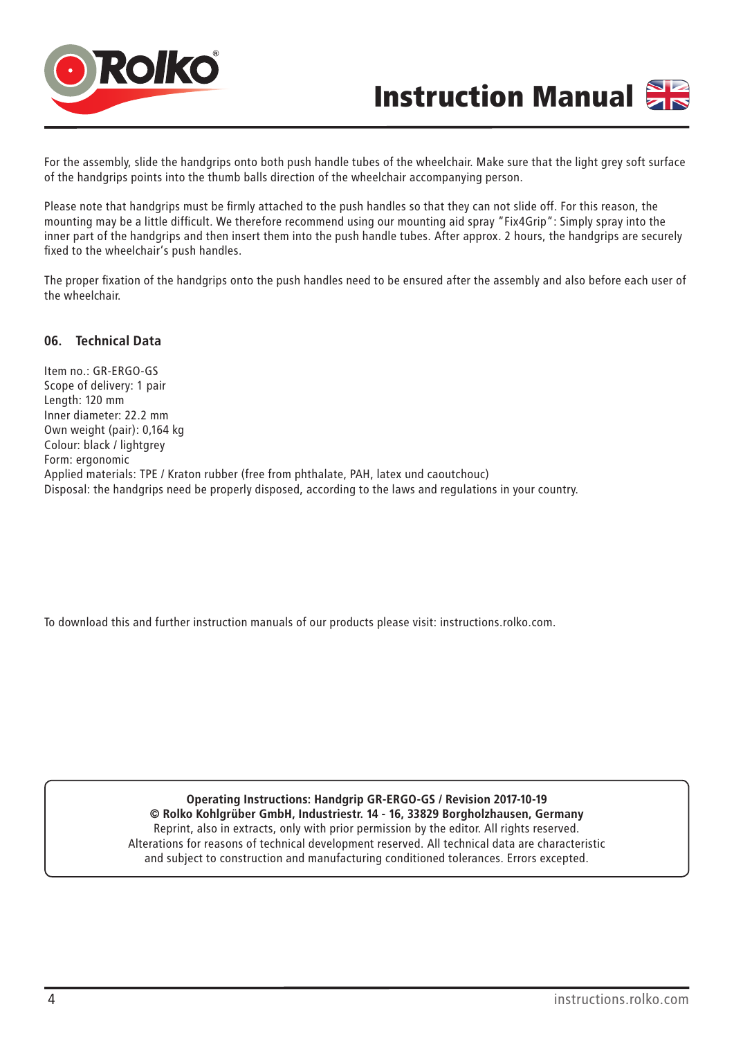For the assembly, slide the handgrips onto both push handle tubes of the wheelchair. Make sure that the light grey soft surface of the handgrips points into the thumb balls direction of the wheelchair accompanying person.

Please note that handgrips must be firmly attached to the push handles so that they can not slide off. For this reason, the mounting may be a little difficult. We therefore recommend using our mounting aid spray "Fix4Grip": Simply spray into the inner part of the handgrips and then insert them into the push handle tubes. After approx. 2 hours, the handgrips are securely fixed to the wheelchair's push handles.

The proper fixation of the handgrips onto the push handles need to be ensured after the assembly and also before each user of the wheelchair.

## 06. Technical Data

Item no.: GR-ERGO-GS
Scope of delivery: 1 pair
Length: 120 mm
Inner diameter: 22.2 mm
Own weight (pair): 0,164 kg
Colour: black / lightgrey
Form: ergonomic
Applied materials: TPE / Kraton rubber (free from phthalate, PAH, latex und caoutchouc)
Disposal: the handgrips need be properly disposed, according to the laws and regulations in your country.

To download this and further instruction manuals of our products please visit: instructions.rolko.com.

**Operating Instructions: Handgrip GR-ERGO-GS / Revision 2017-10-19**
**© Rolko Kohlgrüber GmbH, Industriestr. 14 - 16, 33829 Borgholzhausen, Germany**
Reprint, also in extracts, only with prior permission by the editor. All rights reserved.
Alterations for reasons of technical development reserved. All technical data are characteristic and subject to construction and manufacturing conditioned tolerances. Errors excepted.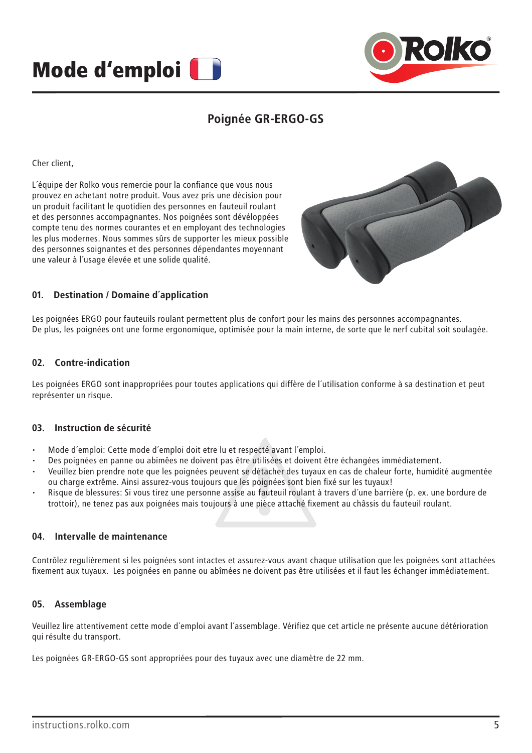# Mode d'emploi

## Poignée GR-ERGO-GS

Cher client,

L´équipe der Rolko vous remercie pour la confiance que vous nous prouvez en achetant notre produit. Vous avez pris une décision pour un produit facilitant le quotidien des personnes en fauteuil roulant et des personnes accompagnantes. Nos poignées sont dévéloppées compte tenu des normes courantes et en employant des technologies les plus modernes. Nous sommes sûrs de supporter les mieux possible des personnes soignantes et des personnes dépendantes moyennant une valeur à l´usage élevée et une solide qualité.

### 01. Destination / Domaine d´application

Les poignées ERGO pour fauteuils roulant permettent plus de confort pour les mains des personnes accompagnantes.
De plus, les poignées ont une forme ergonomique, optimisée pour la main interne, de sorte que le nerf cubital soit soulagée.

### 02. Contre-indication

Les poignées ERGO sont inappropriées pour toutes applications qui diffère de l´utilisation conforme à sa destination et peut représenter un risque.

### 03. Instruction de sécurité

- Mode d´emploi: Cette mode d´emploi doit etre lu et respecté avant l´emploi.
- Des poignées en panne ou abimêes ne doivent pas être utilisées et doivent être échangées immédiatement.
- Veuillez bien prendre note que les poignées peuvent se détacher des tuyaux en cas de chaleur forte, humidité augmentée ou charge extrême. Ainsi assurez-vous toujours que les poignées sont bien fixé sur les tuyaux!
- Risque de blessures: Si vous tirez une personne assise au fauteuil roulant à travers d´une barrière (p. ex. une bordure de trottoir), ne tenez pas aux poignées mais toujours à une pièce attaché fixement au châssis du fauteuil roulant.

### 04. Intervalle de maintenance

Contrôlez regulièrement si les poignées sont intactes et assurez-vous avant chaque utilisation que les poignées sont attachées fixement aux tuyaux. Les poignées en panne ou abîmées ne doivent pas être utilisées et il faut les échanger immédiatement.

### 05. Assemblage

Veuillez lire attentivement cette mode d´emploi avant l´assemblage. Vérifiez que cet article ne présente aucune détérioration qui résulte du transport.

Les poignées GR-ERGO-GS sont appropriées pour des tuyaux avec une diamètre de 22 mm.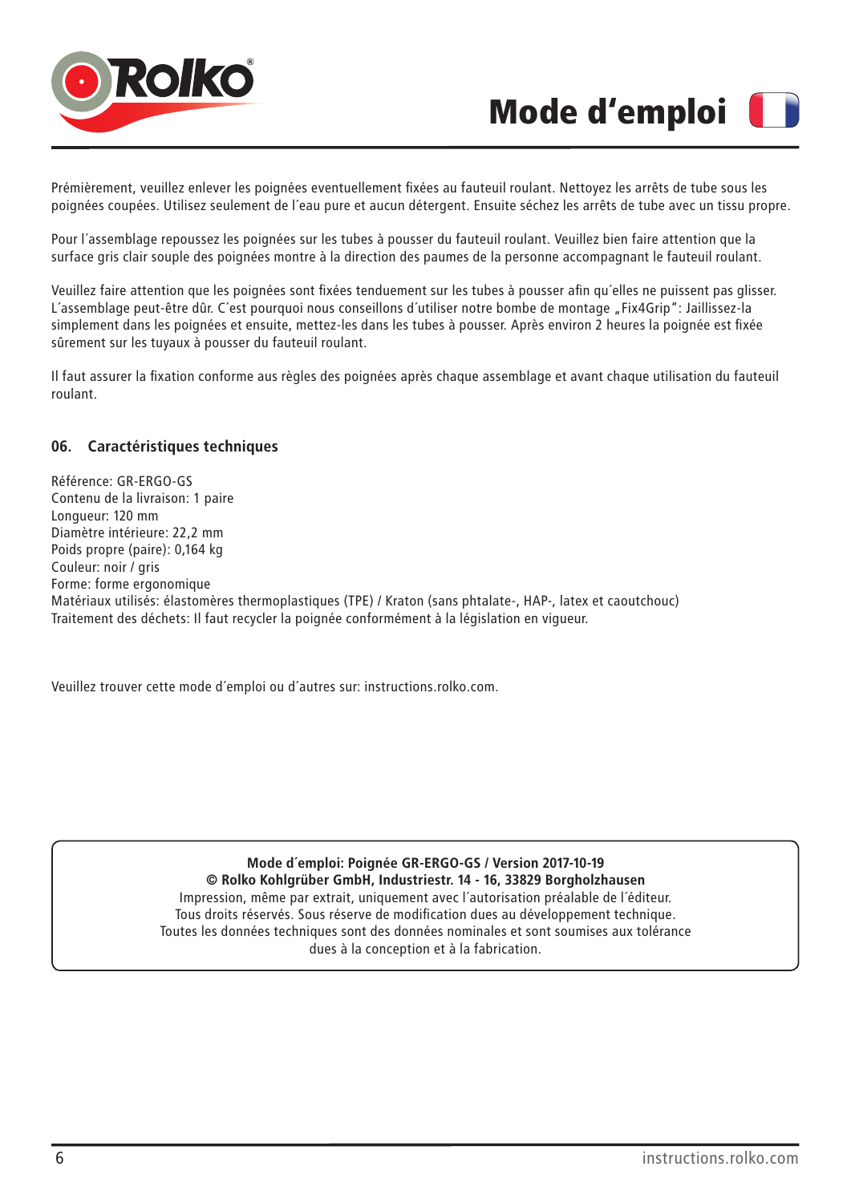# Mode d'emploi

Prémièrement, veuillez enlever les poignées eventuellement fixées au fauteuil roulant. Nettoyez les arrêts de tube sous les poignées coupées. Utilisez seulement de l´eau pure et aucun détergent. Ensuite séchez les arrêts de tube avec un tissu propre.

Pour l´assemblage repoussez les poignées sur les tubes à pousser du fauteuil roulant. Veuillez bien faire attention que la surface gris clair souple des poignées montre à la direction des paumes de la personne accompagnant le fauteuil roulant.

Veuillez faire attention que les poignées sont fixées tenduement sur les tubes à pousser afin qu´elles ne puissent pas glisser. L´assemblage peut-être dûr. C´est pourquoi nous conseillons d´utiliser notre bombe de montage „Fix4Grip": Jaillissez-la simplement dans les poignées et ensuite, mettez-les dans les tubes à pousser. Après environ 2 heures la poignée est fixée sûrement sur les tuyaux à pousser du fauteuil roulant.

Il faut assurer la fixation conforme aux règles des poignées après chaque assemblage et avant chaque utilisation du fauteuil roulant.

## 06. Caractéristiques techniques

Référence: GR-ERGO-GS
Contenu de la livraison: 1 paire
Longueur: 120 mm
Diamètre intérieure: 22,2 mm
Poids propre (paire): 0,164 kg
Couleur: noir / gris
Forme: forme ergonomique
Matériaux utilisés: élastomères thermoplastiques (TPE) / Kraton (sans phtalate-, HAP-, latex et caoutchouc)
Traitement des déchets: Il faut recycler la poignée conformément à la législation en vigueur.

Veuillez trouver cette mode d´emploi ou d´autres sur: instructions.rolko.com.

**Mode d´emploi: Poignée GR-ERGO-GS / Version 2017-10-19**
**© Rolko Kohlgrüber GmbH, Industriestr. 14 - 16, 33829 Borgholzhausen**
Impression, même par extrait, uniquement avec l´autorisation préalable de l´éditeur.
Tous droits réservés. Sous réserve de modification dues au développement technique.
Toutes les données techniques sont des données nominales et sont soumises aux tolérance dues à la conception et à la fabrication.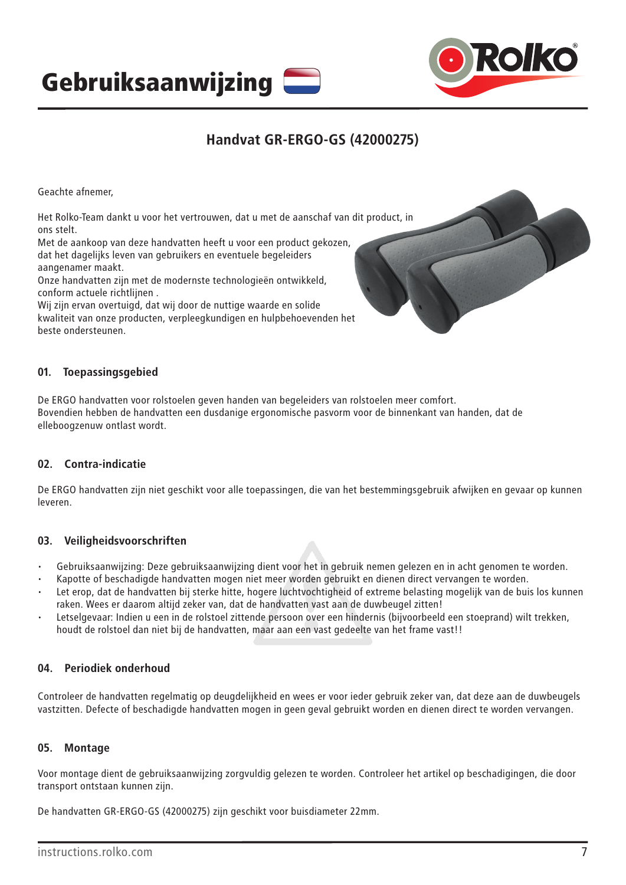# Gebruiksaanwijzing

## Handvat GR-ERGO-GS (42000275)

Geachte afnemer,

Het Rolko-Team dankt u voor het vertrouwen, dat u met de aanschaf van dit product, in ons stelt.
Met de aankoop van deze handvatten heeft u voor een product gekozen, dat het dagelijks leven van gebruikers en eventuele begeleiders aangenamer maakt.
Onze handvatten zijn met de modernste technologieën ontwikkeld, conform actuele richtlijnen .
Wij zijn ervan overtuigd, dat wij door de nuttige waarde en solide kwaliteit van onze producten, verpleegkundigen en hulpbehoevenden het beste ondersteunen.

### 01. Toepassingsgebied

De ERGO handvatten voor rolstoelen geven handen van begeleiders van rolstoelen meer comfort.
Bovendien hebben de handvatten een dusdanige ergonomische pasvorm voor de binnenkant van handen, dat de elleboogzenuw ontlast wordt.

### 02. Contra-indicatie

De ERGO handvatten zijn niet geschikt voor alle toepassingen, die van het bestemmingsgebruik afwijken en gevaar op kunnen leveren.

### 03. Veiligheidsvoorschriften

- Gebruiksaanwijzing: Deze gebruiksaanwijzing dient voor het in gebruik nemen gelezen en in acht genomen te worden.
- Kapotte of beschadigde handvatten mogen niet meer worden gebruikt en dienen direct vervangen te worden.
- Let erop, dat de handvatten bij sterke hitte, hogere luchtvochtigheid of extreme belasting mogelijk van de buis los kunnen raken. Wees er daarom altijd zeker van, dat de handvatten vast aan de duwbeugel zitten!
- Letselgevaar: Indien u een in de rolstoel zittende persoon over een hindernis (bijvoorbeeld een stoeprand) wilt trekken, houdt de rolstoel dan niet bij de handvatten, maar aan een vast gedeelte van het frame vast!!

### 04. Periodiek onderhoud

Controleer de handvatten regelmatig op deugdelijkheid en wees er voor ieder gebruik zeker van, dat deze aan de duwbeugels vastzitten. Defecte of beschadigde handvatten mogen in geen geval gebruikt worden en dienen direct te worden vervangen.

### 05. Montage

Voor montage dient de gebruiksaanwijzing zorgvuldig gelezen te worden. Controleer het artikel op beschadigingen, die door transport ontstaan kunnen zijn.

De handvatten GR-ERGO-GS (42000275) zijn geschikt voor buisdiameter 22mm.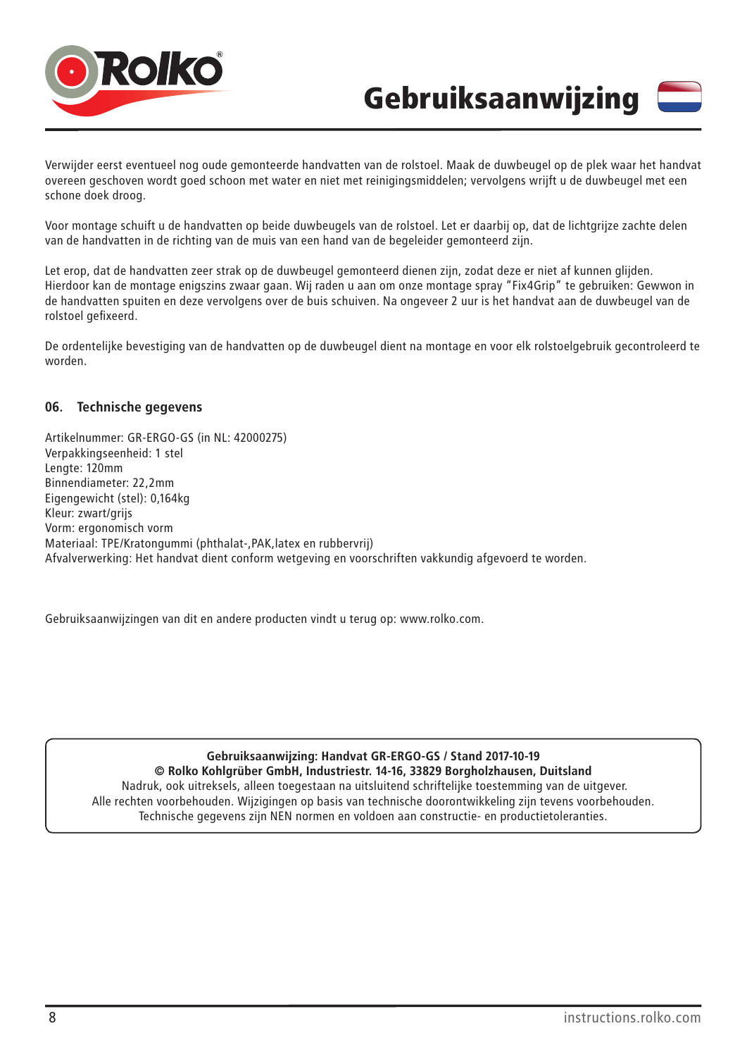Verwijder eerst eventueel nog oude gemonteerde handvatten van de rolstoel. Maak de duwbeugel op de plek waar het handvat overeen geschoven wordt goed schoon met water en niet met reinigingsmiddelen; vervolgens wrijft u de duwbeugel met een schone doek droog.

Voor montage schuift u de handvatten op beide duwbeugels van de rolstoel. Let er daarbij op, dat de lichtgrijze zachte delen van de handvatten in de richting van de muis van een hand van de begeleider gemonteerd zijn.

Let erop, dat de handvatten zeer strak op de duwbeugel gemonteerd dienen zijn, zodat deze er niet af kunnen glijden. Hierdoor kan de montage enigszins zwaar gaan. Wij raden u aan om onze montage spray "Fix4Grip" te gebruiken: Gewwon in de handvatten spuiten en deze vervolgens over de buis schuiven. Na ongeveer 2 uur is het handvat aan de duwbeugel van de rolstoel gefixeerd.

De ordentelijke bevestiging van de handvatten op de duwbeugel dient na montage en voor elk rolstoelgebruik gecontroleerd te worden.

## 06. Technische gegevens

Artikelnummer: GR-ERGO-GS (in NL: 42000275)
Verpakkingseenheid: 1 stel
Lengte: 120mm
Binnendiameter: 22,2mm
Eigengewicht (stel): 0,164kg
Kleur: zwart/grijs
Vorm: ergonomisch vorm
Materiaal: TPE/Kratongummi (phthalat-,PAK,latex en rubbervrij)
Afvalverwerking: Het handvat dient conform wetgeving en voorschriften vakkundig afgevoerd te worden.

Gebruiksaanwijzingen van dit en andere producten vindt u terug op: www.rolko.com.

**Gebruiksaanwijzing: Handvat GR-ERGO-GS / Stand 2017-10-19**
**© Rolko Kohlgrüber GmbH, Industriestr. 14-16, 33829 Borgholzhausen, Duitsland**
Nadruk, ook uitreksels, alleen toegestaan na uitsluitend schriftelijke toestemming van de uitgever.
Alle rechten voorbehouden. Wijzigingen op basis van technische doorontwikkeling zijn tevens voorbehouden.
Technische gegevens zijn NEN normen en voldoen aan constructie- en productietoleranties.